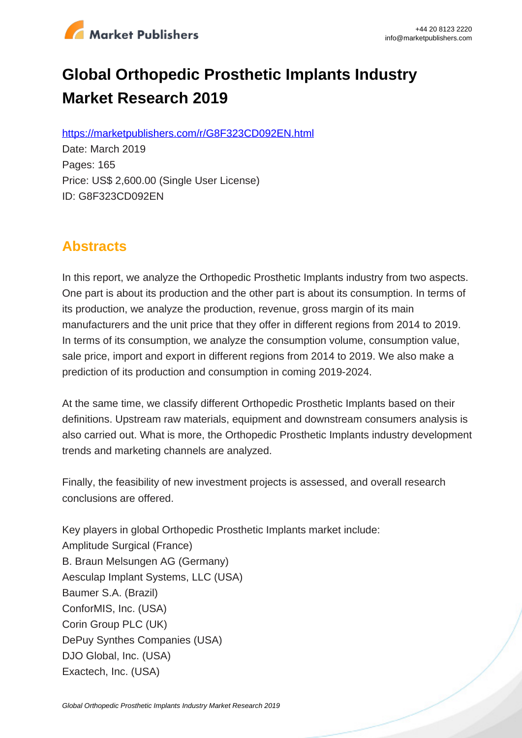# Global Orthopedic Prosthetic Implants Industry Market Research 2019

https://marketpublishers.com/r/G8F323CD092EN.html

Date: March 2019

Pages: 165

Price: US$ 2,600.00 (Single User License)

ID: G8F323CD092EN

## Abstracts

In this report, we analyze the Orthopedic Prosthetic Implants industry from two aspects. One part is about its production and the other part is about its consumption. In terms of its production, we analyze the production, revenue, gross margin of its main manufacturers and the unit price that they offer in different regions from 2014 to 2019. In terms of its consumption, we analyze the consumption volume, consumption value, sale price, import and export in different regions from 2014 to 2019. We also make a prediction of its production and consumption in coming 2019-2024.

At the same time, we classify different Orthopedic Prosthetic Implants based on their definitions. Upstream raw materials, equipment and downstream consumers analysis is also carried out. What is more, the Orthopedic Prosthetic Implants industry development trends and marketing channels are analyzed.

Finally, the feasibility of new investment projects is assessed, and overall research conclusions are offered.

Key players in global Orthopedic Prosthetic Implants market include:

Amplitude Surgical (France)

B. Braun Melsungen AG (Germany)

Aesculap Implant Systems, LLC (USA)

Baumer S.A. (Brazil)

ConforMIS, Inc. (USA)

Corin Group PLC (UK)

DePuy Synthes Companies (USA)

DJO Global, Inc. (USA)

Exactech, Inc. (USA)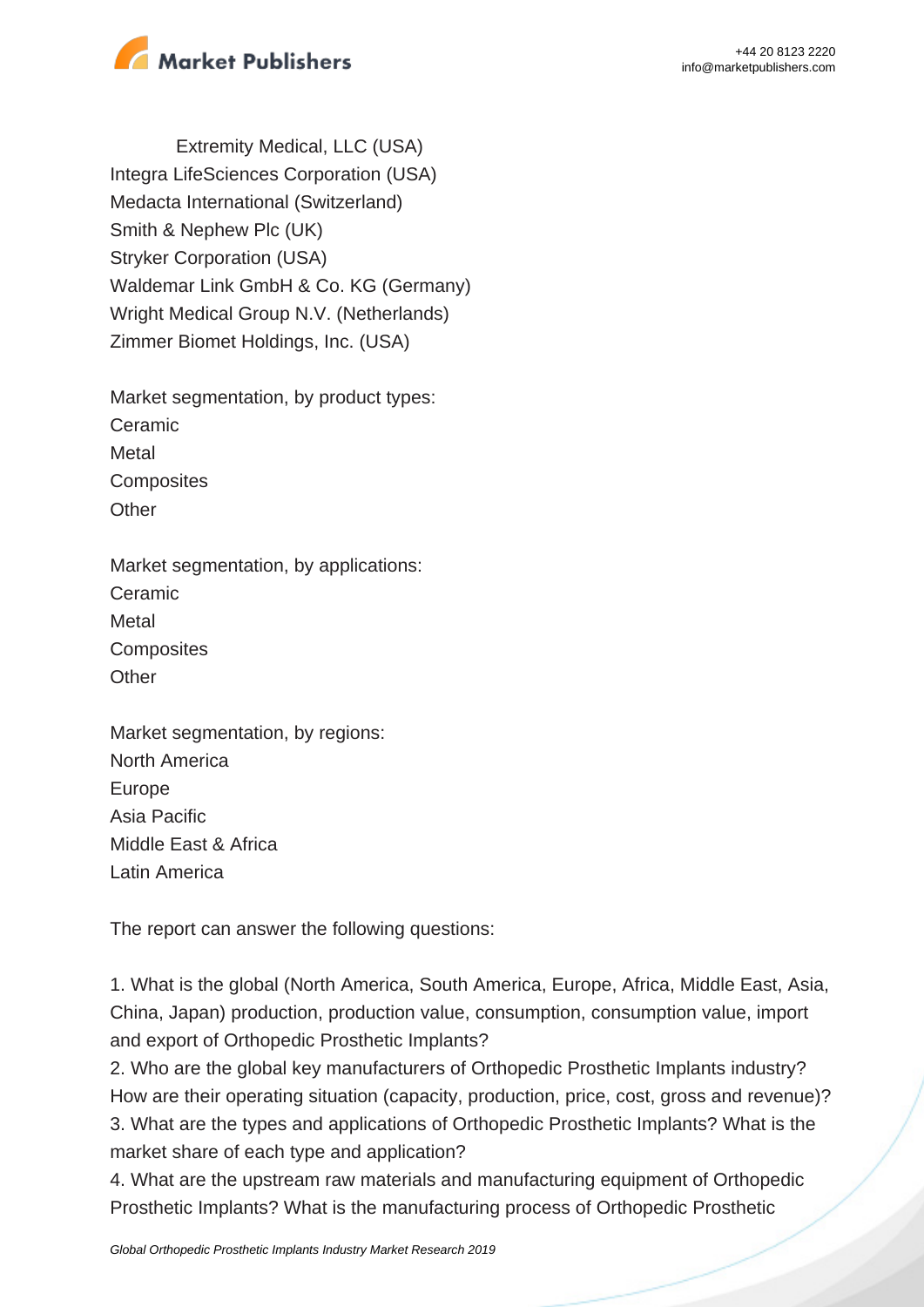Extremity Medical, LLC (USA)
Integra LifeSciences Corporation (USA)
Medacta International (Switzerland)
Smith & Nephew Plc (UK)
Stryker Corporation (USA)
Waldemar Link GmbH & Co. KG (Germany)
Wright Medical Group N.V. (Netherlands)
Zimmer Biomet Holdings, Inc. (USA)

Market segmentation, by product types:
Ceramic
Metal
Composites
Other

Market segmentation, by applications:
Ceramic
Metal
Composites
Other

Market segmentation, by regions:
North America
Europe
Asia Pacific
Middle East & Africa
Latin America

The report can answer the following questions:

1. What is the global (North America, South America, Europe, Africa, Middle East, Asia, China, Japan) production, production value, consumption, consumption value, import and export of Orthopedic Prosthetic Implants?
2. Who are the global key manufacturers of Orthopedic Prosthetic Implants industry? How are their operating situation (capacity, production, price, cost, gross and revenue)?
3. What are the types and applications of Orthopedic Prosthetic Implants? What is the market share of each type and application?
4. What are the upstream raw materials and manufacturing equipment of Orthopedic Prosthetic Implants? What is the manufacturing process of Orthopedic Prosthetic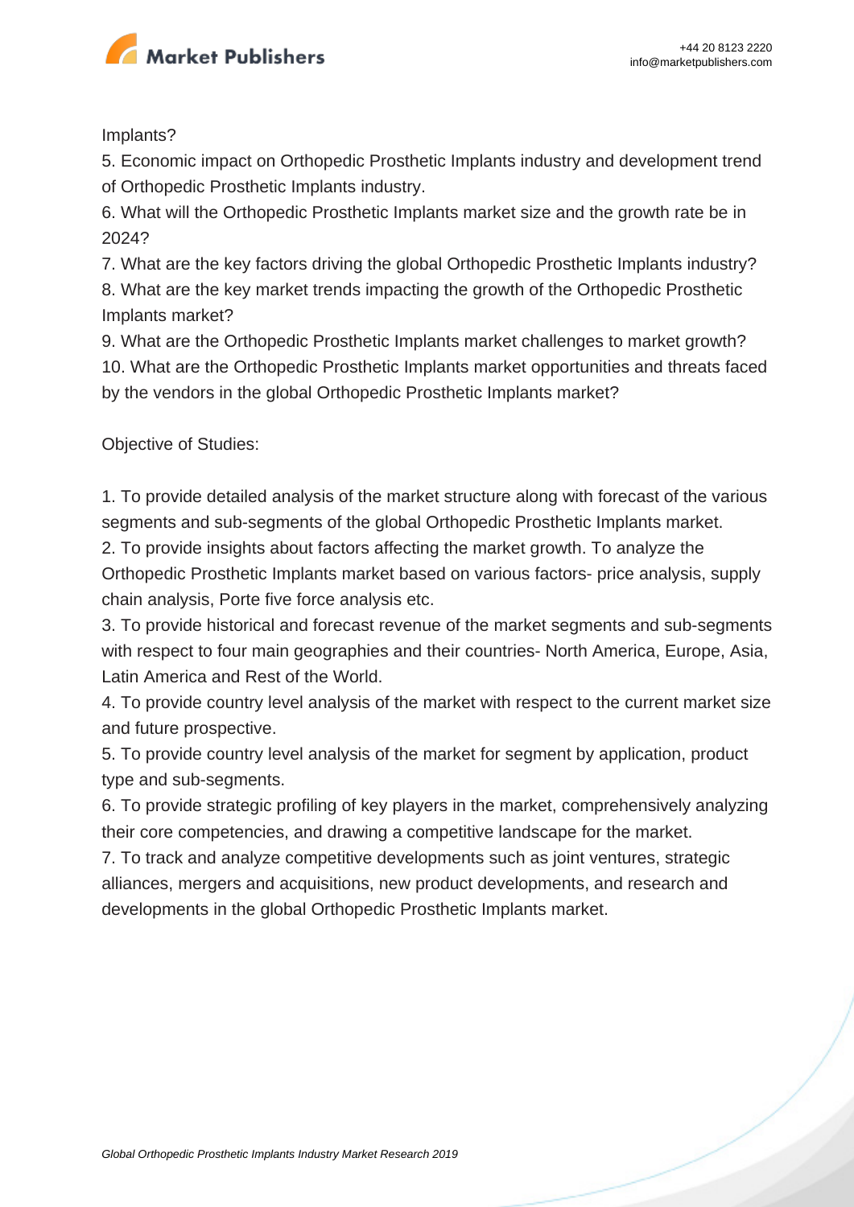Implants?

5. Economic impact on Orthopedic Prosthetic Implants industry and development trend of Orthopedic Prosthetic Implants industry.
6. What will the Orthopedic Prosthetic Implants market size and the growth rate be in 2024?
7. What are the key factors driving the global Orthopedic Prosthetic Implants industry?
8. What are the key market trends impacting the growth of the Orthopedic Prosthetic Implants market?
9. What are the Orthopedic Prosthetic Implants market challenges to market growth?
10. What are the Orthopedic Prosthetic Implants market opportunities and threats faced by the vendors in the global Orthopedic Prosthetic Implants market?

Objective of Studies:

1. To provide detailed analysis of the market structure along with forecast of the various segments and sub-segments of the global Orthopedic Prosthetic Implants market.
2. To provide insights about factors affecting the market growth. To analyze the Orthopedic Prosthetic Implants market based on various factors- price analysis, supply chain analysis, Porte five force analysis etc.
3. To provide historical and forecast revenue of the market segments and sub-segments with respect to four main geographies and their countries- North America, Europe, Asia, Latin America and Rest of the World.
4. To provide country level analysis of the market with respect to the current market size and future prospective.
5. To provide country level analysis of the market for segment by application, product type and sub-segments.
6. To provide strategic profiling of key players in the market, comprehensively analyzing their core competencies, and drawing a competitive landscape for the market.
7. To track and analyze competitive developments such as joint ventures, strategic alliances, mergers and acquisitions, new product developments, and research and developments in the global Orthopedic Prosthetic Implants market.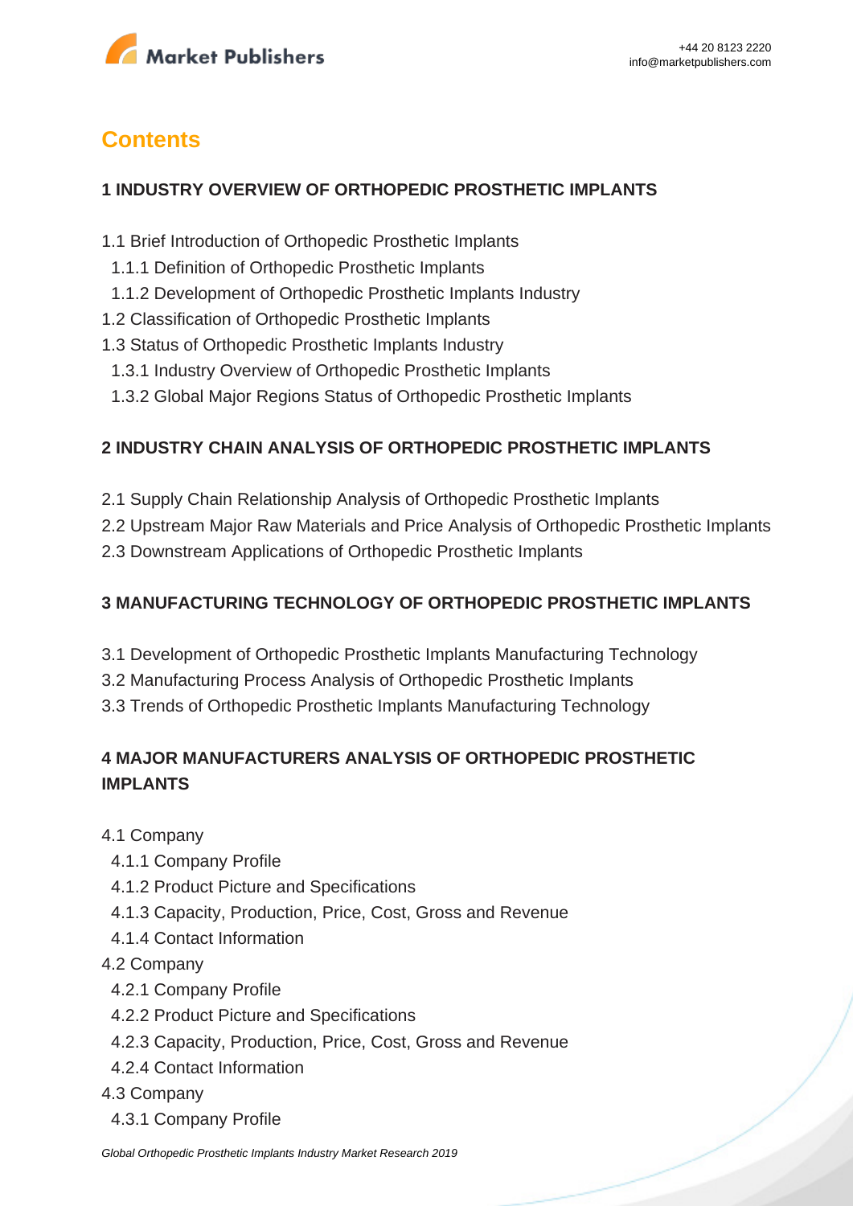## Contents

### 1 INDUSTRY OVERVIEW OF ORTHOPEDIC PROSTHETIC IMPLANTS

1.1 Brief Introduction of Orthopedic Prosthetic Implants
  1.1.1 Definition of Orthopedic Prosthetic Implants
  1.1.2 Development of Orthopedic Prosthetic Implants Industry
1.2 Classification of Orthopedic Prosthetic Implants
1.3 Status of Orthopedic Prosthetic Implants Industry
  1.3.1 Industry Overview of Orthopedic Prosthetic Implants
  1.3.2 Global Major Regions Status of Orthopedic Prosthetic Implants

### 2 INDUSTRY CHAIN ANALYSIS OF ORTHOPEDIC PROSTHETIC IMPLANTS

2.1 Supply Chain Relationship Analysis of Orthopedic Prosthetic Implants
2.2 Upstream Major Raw Materials and Price Analysis of Orthopedic Prosthetic Implants
2.3 Downstream Applications of Orthopedic Prosthetic Implants

### 3 MANUFACTURING TECHNOLOGY OF ORTHOPEDIC PROSTHETIC IMPLANTS

3.1 Development of Orthopedic Prosthetic Implants Manufacturing Technology
3.2 Manufacturing Process Analysis of Orthopedic Prosthetic Implants
3.3 Trends of Orthopedic Prosthetic Implants Manufacturing Technology

### 4 MAJOR MANUFACTURERS ANALYSIS OF ORTHOPEDIC PROSTHETIC IMPLANTS

4.1 Company
  4.1.1 Company Profile
  4.1.2 Product Picture and Specifications
  4.1.3 Capacity, Production, Price, Cost, Gross and Revenue
  4.1.4 Contact Information
4.2 Company
  4.2.1 Company Profile
  4.2.2 Product Picture and Specifications
  4.2.3 Capacity, Production, Price, Cost, Gross and Revenue
  4.2.4 Contact Information
4.3 Company
  4.3.1 Company Profile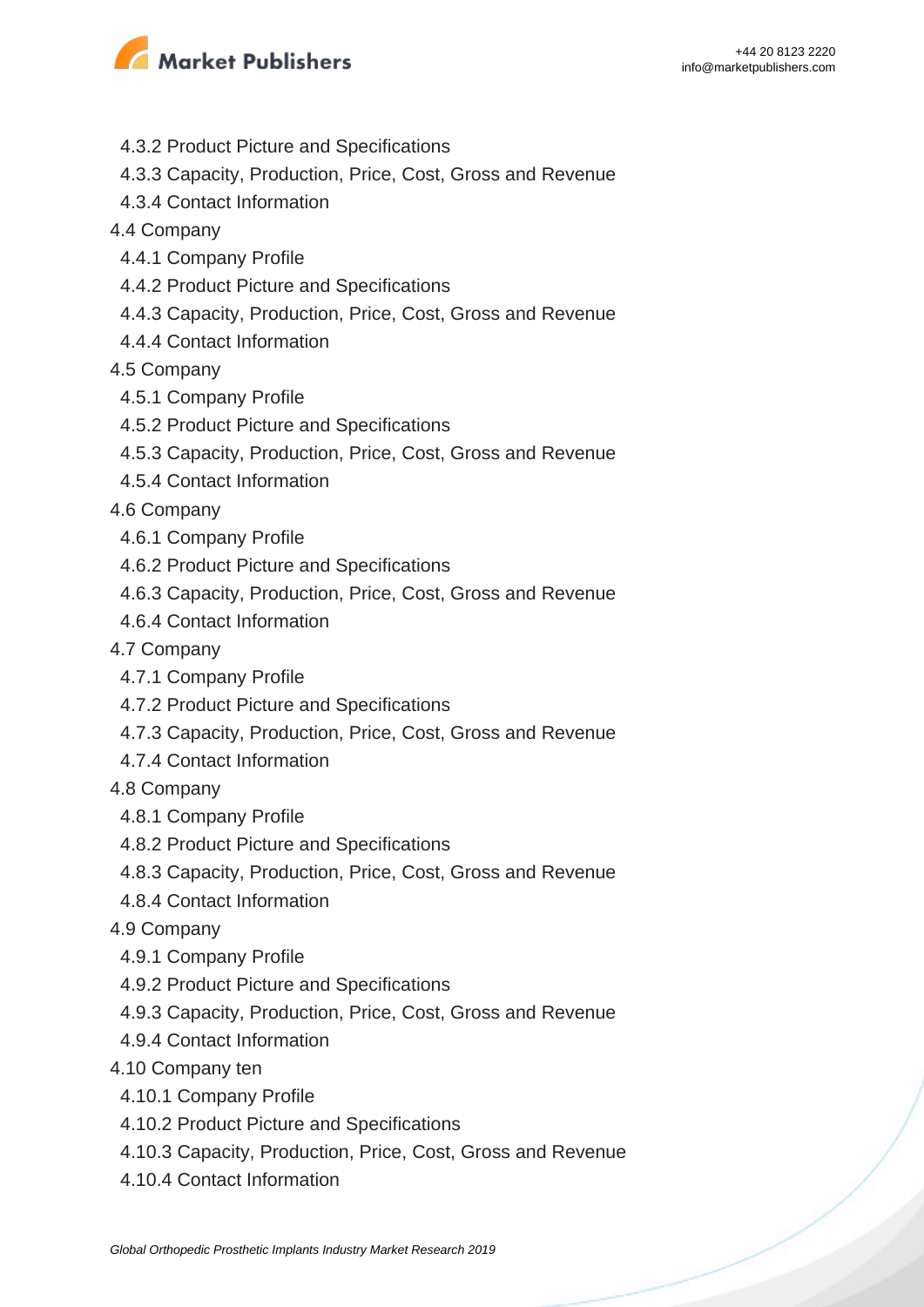4.3.2 Product Picture and Specifications
4.3.3 Capacity, Production, Price, Cost, Gross and Revenue
4.3.4 Contact Information
4.4 Company
4.4.1 Company Profile
4.4.2 Product Picture and Specifications
4.4.3 Capacity, Production, Price, Cost, Gross and Revenue
4.4.4 Contact Information
4.5 Company
4.5.1 Company Profile
4.5.2 Product Picture and Specifications
4.5.3 Capacity, Production, Price, Cost, Gross and Revenue
4.5.4 Contact Information
4.6 Company
4.6.1 Company Profile
4.6.2 Product Picture and Specifications
4.6.3 Capacity, Production, Price, Cost, Gross and Revenue
4.6.4 Contact Information
4.7 Company
4.7.1 Company Profile
4.7.2 Product Picture and Specifications
4.7.3 Capacity, Production, Price, Cost, Gross and Revenue
4.7.4 Contact Information
4.8 Company
4.8.1 Company Profile
4.8.2 Product Picture and Specifications
4.8.3 Capacity, Production, Price, Cost, Gross and Revenue
4.8.4 Contact Information
4.9 Company
4.9.1 Company Profile
4.9.2 Product Picture and Specifications
4.9.3 Capacity, Production, Price, Cost, Gross and Revenue
4.9.4 Contact Information
4.10 Company ten
4.10.1 Company Profile
4.10.2 Product Picture and Specifications
4.10.3 Capacity, Production, Price, Cost, Gross and Revenue
4.10.4 Contact Information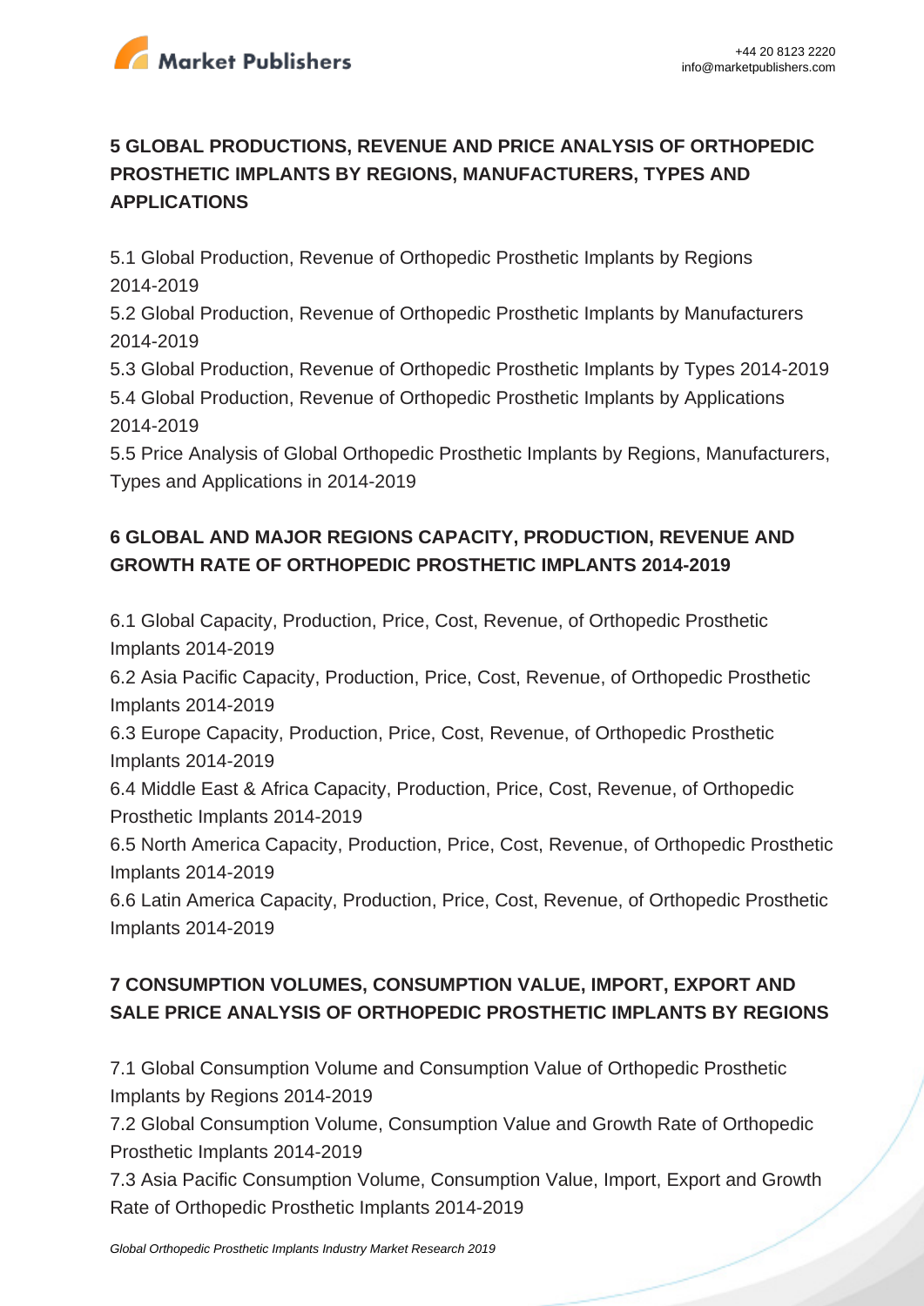## 5 GLOBAL PRODUCTIONS, REVENUE AND PRICE ANALYSIS OF ORTHOPEDIC PROSTHETIC IMPLANTS BY REGIONS, MANUFACTURERS, TYPES AND APPLICATIONS

5.1 Global Production, Revenue of Orthopedic Prosthetic Implants by Regions 2014-2019

5.2 Global Production, Revenue of Orthopedic Prosthetic Implants by Manufacturers 2014-2019

5.3 Global Production, Revenue of Orthopedic Prosthetic Implants by Types 2014-2019

5.4 Global Production, Revenue of Orthopedic Prosthetic Implants by Applications 2014-2019

5.5 Price Analysis of Global Orthopedic Prosthetic Implants by Regions, Manufacturers, Types and Applications in 2014-2019

## 6 GLOBAL AND MAJOR REGIONS CAPACITY, PRODUCTION, REVENUE AND GROWTH RATE OF ORTHOPEDIC PROSTHETIC IMPLANTS 2014-2019

6.1 Global Capacity, Production, Price, Cost, Revenue, of Orthopedic Prosthetic Implants 2014-2019

6.2 Asia Pacific Capacity, Production, Price, Cost, Revenue, of Orthopedic Prosthetic Implants 2014-2019

6.3 Europe Capacity, Production, Price, Cost, Revenue, of Orthopedic Prosthetic Implants 2014-2019

6.4 Middle East & Africa Capacity, Production, Price, Cost, Revenue, of Orthopedic Prosthetic Implants 2014-2019

6.5 North America Capacity, Production, Price, Cost, Revenue, of Orthopedic Prosthetic Implants 2014-2019

6.6 Latin America Capacity, Production, Price, Cost, Revenue, of Orthopedic Prosthetic Implants 2014-2019

## 7 CONSUMPTION VOLUMES, CONSUMPTION VALUE, IMPORT, EXPORT AND SALE PRICE ANALYSIS OF ORTHOPEDIC PROSTHETIC IMPLANTS BY REGIONS

7.1 Global Consumption Volume and Consumption Value of Orthopedic Prosthetic Implants by Regions 2014-2019

7.2 Global Consumption Volume, Consumption Value and Growth Rate of Orthopedic Prosthetic Implants 2014-2019

7.3 Asia Pacific Consumption Volume, Consumption Value, Import, Export and Growth Rate of Orthopedic Prosthetic Implants 2014-2019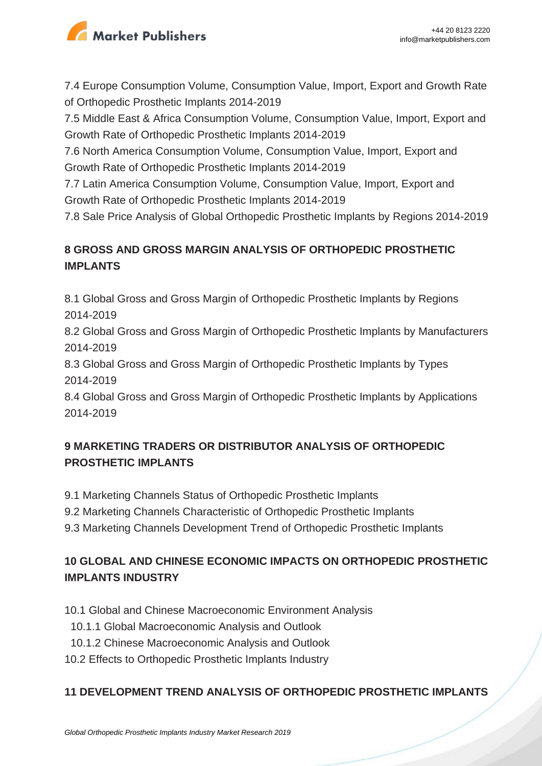7.4 Europe Consumption Volume, Consumption Value, Import, Export and Growth Rate of Orthopedic Prosthetic Implants 2014-2019
7.5 Middle East & Africa Consumption Volume, Consumption Value, Import, Export and Growth Rate of Orthopedic Prosthetic Implants 2014-2019
7.6 North America Consumption Volume, Consumption Value, Import, Export and Growth Rate of Orthopedic Prosthetic Implants 2014-2019
7.7 Latin America Consumption Volume, Consumption Value, Import, Export and Growth Rate of Orthopedic Prosthetic Implants 2014-2019
7.8 Sale Price Analysis of Global Orthopedic Prosthetic Implants by Regions 2014-2019

## 8 GROSS AND GROSS MARGIN ANALYSIS OF ORTHOPEDIC PROSTHETIC IMPLANTS

8.1 Global Gross and Gross Margin of Orthopedic Prosthetic Implants by Regions 2014-2019
8.2 Global Gross and Gross Margin of Orthopedic Prosthetic Implants by Manufacturers 2014-2019
8.3 Global Gross and Gross Margin of Orthopedic Prosthetic Implants by Types 2014-2019
8.4 Global Gross and Gross Margin of Orthopedic Prosthetic Implants by Applications 2014-2019

## 9 MARKETING TRADERS OR DISTRIBUTOR ANALYSIS OF ORTHOPEDIC PROSTHETIC IMPLANTS

9.1 Marketing Channels Status of Orthopedic Prosthetic Implants
9.2 Marketing Channels Characteristic of Orthopedic Prosthetic Implants
9.3 Marketing Channels Development Trend of Orthopedic Prosthetic Implants

## 10 GLOBAL AND CHINESE ECONOMIC IMPACTS ON ORTHOPEDIC PROSTHETIC IMPLANTS INDUSTRY

10.1 Global and Chinese Macroeconomic Environment Analysis
  10.1.1 Global Macroeconomic Analysis and Outlook
  10.1.2 Chinese Macroeconomic Analysis and Outlook
10.2 Effects to Orthopedic Prosthetic Implants Industry

## 11 DEVELOPMENT TREND ANALYSIS OF ORTHOPEDIC PROSTHETIC IMPLANTS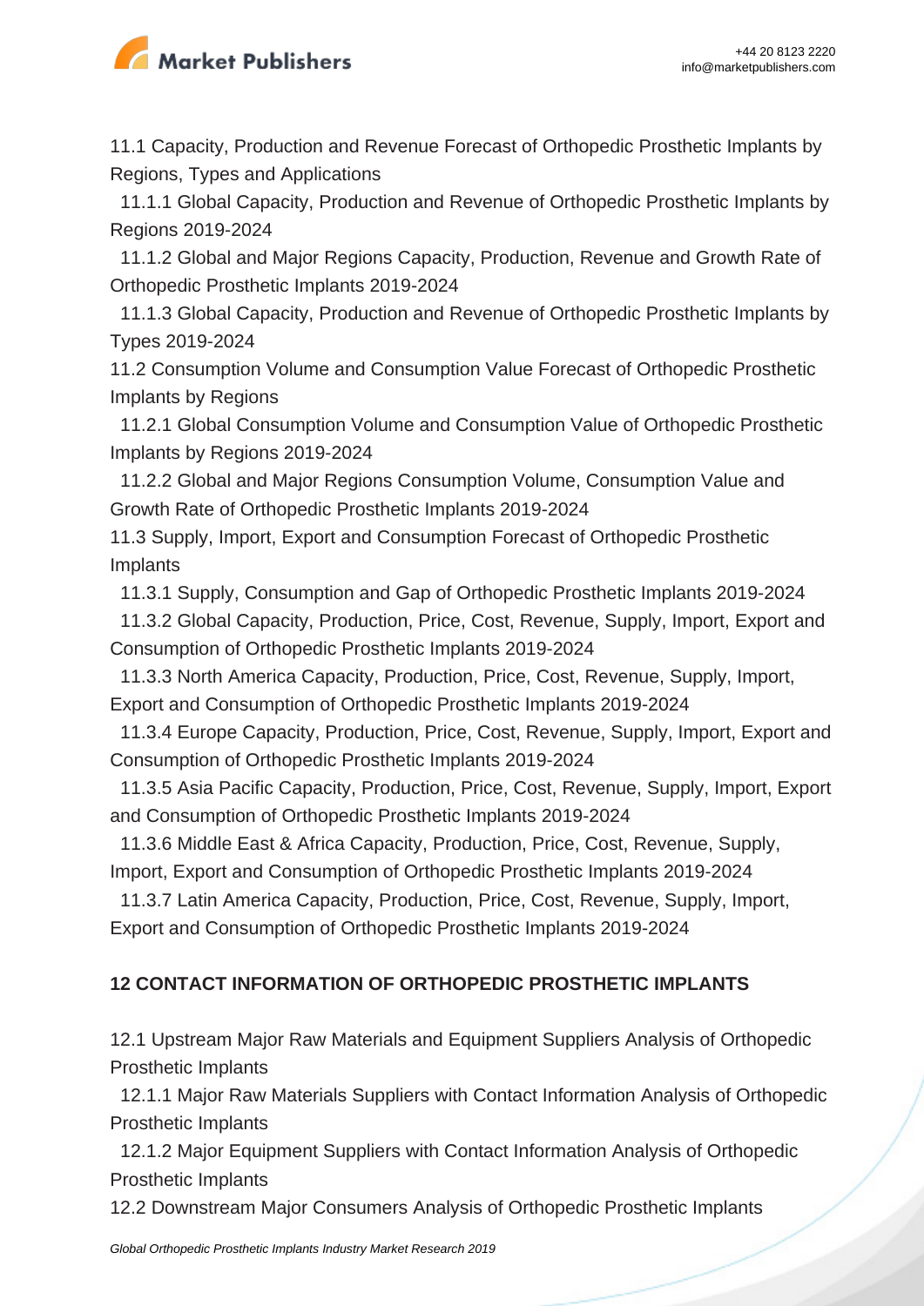11.1 Capacity, Production and Revenue Forecast of Orthopedic Prosthetic Implants by Regions, Types and Applications

11.1.1 Global Capacity, Production and Revenue of Orthopedic Prosthetic Implants by Regions 2019-2024

11.1.2 Global and Major Regions Capacity, Production, Revenue and Growth Rate of Orthopedic Prosthetic Implants 2019-2024

11.1.3 Global Capacity, Production and Revenue of Orthopedic Prosthetic Implants by Types 2019-2024

11.2 Consumption Volume and Consumption Value Forecast of Orthopedic Prosthetic Implants by Regions

11.2.1 Global Consumption Volume and Consumption Value of Orthopedic Prosthetic Implants by Regions 2019-2024

11.2.2 Global and Major Regions Consumption Volume, Consumption Value and Growth Rate of Orthopedic Prosthetic Implants 2019-2024

11.3 Supply, Import, Export and Consumption Forecast of Orthopedic Prosthetic Implants

11.3.1 Supply, Consumption and Gap of Orthopedic Prosthetic Implants 2019-2024

11.3.2 Global Capacity, Production, Price, Cost, Revenue, Supply, Import, Export and Consumption of Orthopedic Prosthetic Implants 2019-2024

11.3.3 North America Capacity, Production, Price, Cost, Revenue, Supply, Import, Export and Consumption of Orthopedic Prosthetic Implants 2019-2024

11.3.4 Europe Capacity, Production, Price, Cost, Revenue, Supply, Import, Export and Consumption of Orthopedic Prosthetic Implants 2019-2024

11.3.5 Asia Pacific Capacity, Production, Price, Cost, Revenue, Supply, Import, Export and Consumption of Orthopedic Prosthetic Implants 2019-2024

11.3.6 Middle East & Africa Capacity, Production, Price, Cost, Revenue, Supply, Import, Export and Consumption of Orthopedic Prosthetic Implants 2019-2024

11.3.7 Latin America Capacity, Production, Price, Cost, Revenue, Supply, Import, Export and Consumption of Orthopedic Prosthetic Implants 2019-2024

## 12 CONTACT INFORMATION OF ORTHOPEDIC PROSTHETIC IMPLANTS

12.1 Upstream Major Raw Materials and Equipment Suppliers Analysis of Orthopedic Prosthetic Implants

12.1.1 Major Raw Materials Suppliers with Contact Information Analysis of Orthopedic Prosthetic Implants

12.1.2 Major Equipment Suppliers with Contact Information Analysis of Orthopedic Prosthetic Implants

12.2 Downstream Major Consumers Analysis of Orthopedic Prosthetic Implants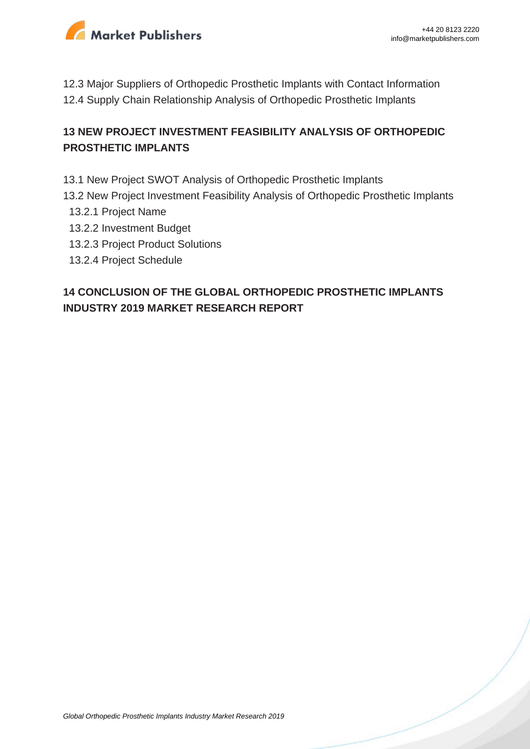12.3 Major Suppliers of Orthopedic Prosthetic Implants with Contact Information
12.4 Supply Chain Relationship Analysis of Orthopedic Prosthetic Implants

## 13 NEW PROJECT INVESTMENT FEASIBILITY ANALYSIS OF ORTHOPEDIC PROSTHETIC IMPLANTS

13.1 New Project SWOT Analysis of Orthopedic Prosthetic Implants
13.2 New Project Investment Feasibility Analysis of Orthopedic Prosthetic Implants
  13.2.1 Project Name
  13.2.2 Investment Budget
  13.2.3 Project Product Solutions
  13.2.4 Project Schedule

## 14 CONCLUSION OF THE GLOBAL ORTHOPEDIC PROSTHETIC IMPLANTS INDUSTRY 2019 MARKET RESEARCH REPORT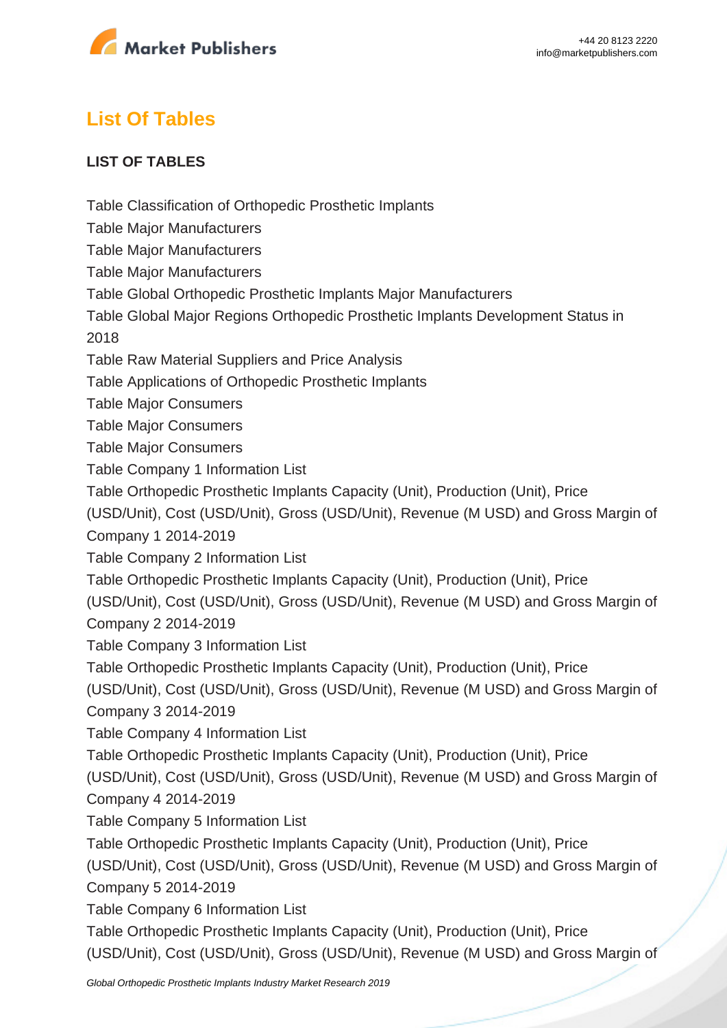## List Of Tables

### LIST OF TABLES

Table Classification of Orthopedic Prosthetic Implants

Table Major Manufacturers

Table Major Manufacturers

Table Major Manufacturers

Table Global Orthopedic Prosthetic Implants Major Manufacturers

Table Global Major Regions Orthopedic Prosthetic Implants Development Status in 2018

Table Raw Material Suppliers and Price Analysis

Table Applications of Orthopedic Prosthetic Implants

Table Major Consumers

Table Major Consumers

Table Major Consumers

Table Company 1 Information List

Table Orthopedic Prosthetic Implants Capacity (Unit), Production (Unit), Price (USD/Unit), Cost (USD/Unit), Gross (USD/Unit), Revenue (M USD) and Gross Margin of Company 1 2014-2019

Table Company 2 Information List

Table Orthopedic Prosthetic Implants Capacity (Unit), Production (Unit), Price (USD/Unit), Cost (USD/Unit), Gross (USD/Unit), Revenue (M USD) and Gross Margin of Company 2 2014-2019

Table Company 3 Information List

Table Orthopedic Prosthetic Implants Capacity (Unit), Production (Unit), Price (USD/Unit), Cost (USD/Unit), Gross (USD/Unit), Revenue (M USD) and Gross Margin of Company 3 2014-2019

Table Company 4 Information List

Table Orthopedic Prosthetic Implants Capacity (Unit), Production (Unit), Price (USD/Unit), Cost (USD/Unit), Gross (USD/Unit), Revenue (M USD) and Gross Margin of Company 4 2014-2019

Table Company 5 Information List

Table Orthopedic Prosthetic Implants Capacity (Unit), Production (Unit), Price (USD/Unit), Cost (USD/Unit), Gross (USD/Unit), Revenue (M USD) and Gross Margin of Company 5 2014-2019

Table Company 6 Information List

Table Orthopedic Prosthetic Implants Capacity (Unit), Production (Unit), Price (USD/Unit), Cost (USD/Unit), Gross (USD/Unit), Revenue (M USD) and Gross Margin of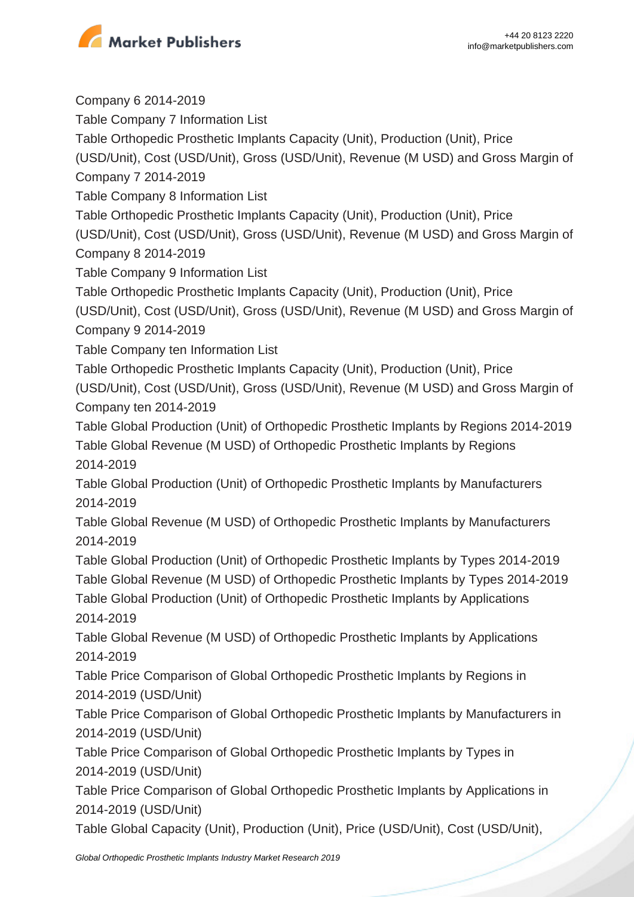Company 6 2014-2019

Table Company 7 Information List

Table Orthopedic Prosthetic Implants Capacity (Unit), Production (Unit), Price (USD/Unit), Cost (USD/Unit), Gross (USD/Unit), Revenue (M USD) and Gross Margin of Company 7 2014-2019

Table Company 8 Information List

Table Orthopedic Prosthetic Implants Capacity (Unit), Production (Unit), Price (USD/Unit), Cost (USD/Unit), Gross (USD/Unit), Revenue (M USD) and Gross Margin of Company 8 2014-2019

Table Company 9 Information List

Table Orthopedic Prosthetic Implants Capacity (Unit), Production (Unit), Price (USD/Unit), Cost (USD/Unit), Gross (USD/Unit), Revenue (M USD) and Gross Margin of Company 9 2014-2019

Table Company ten Information List

Table Orthopedic Prosthetic Implants Capacity (Unit), Production (Unit), Price (USD/Unit), Cost (USD/Unit), Gross (USD/Unit), Revenue (M USD) and Gross Margin of Company ten 2014-2019

Table Global Production (Unit) of Orthopedic Prosthetic Implants by Regions 2014-2019

Table Global Revenue (M USD) of Orthopedic Prosthetic Implants by Regions 2014-2019

Table Global Production (Unit) of Orthopedic Prosthetic Implants by Manufacturers 2014-2019

Table Global Revenue (M USD) of Orthopedic Prosthetic Implants by Manufacturers 2014-2019

Table Global Production (Unit) of Orthopedic Prosthetic Implants by Types 2014-2019

Table Global Revenue (M USD) of Orthopedic Prosthetic Implants by Types 2014-2019

Table Global Production (Unit) of Orthopedic Prosthetic Implants by Applications 2014-2019

Table Global Revenue (M USD) of Orthopedic Prosthetic Implants by Applications 2014-2019

Table Price Comparison of Global Orthopedic Prosthetic Implants by Regions in 2014-2019 (USD/Unit)

Table Price Comparison of Global Orthopedic Prosthetic Implants by Manufacturers in 2014-2019 (USD/Unit)

Table Price Comparison of Global Orthopedic Prosthetic Implants by Types in 2014-2019 (USD/Unit)

Table Price Comparison of Global Orthopedic Prosthetic Implants by Applications in 2014-2019 (USD/Unit)

Table Global Capacity (Unit), Production (Unit), Price (USD/Unit), Cost (USD/Unit),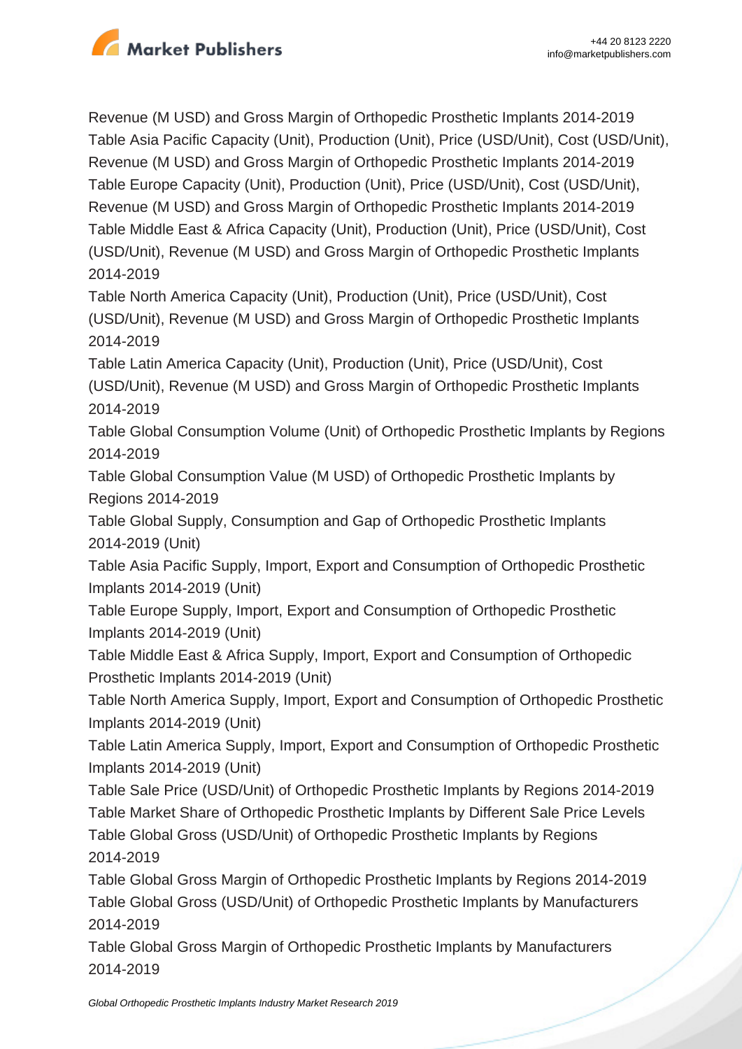Revenue (M USD) and Gross Margin of Orthopedic Prosthetic Implants 2014-2019
Table Asia Pacific Capacity (Unit), Production (Unit), Price (USD/Unit), Cost (USD/Unit), Revenue (M USD) and Gross Margin of Orthopedic Prosthetic Implants 2014-2019
Table Europe Capacity (Unit), Production (Unit), Price (USD/Unit), Cost (USD/Unit), Revenue (M USD) and Gross Margin of Orthopedic Prosthetic Implants 2014-2019
Table Middle East & Africa Capacity (Unit), Production (Unit), Price (USD/Unit), Cost (USD/Unit), Revenue (M USD) and Gross Margin of Orthopedic Prosthetic Implants 2014-2019
Table North America Capacity (Unit), Production (Unit), Price (USD/Unit), Cost (USD/Unit), Revenue (M USD) and Gross Margin of Orthopedic Prosthetic Implants 2014-2019
Table Latin America Capacity (Unit), Production (Unit), Price (USD/Unit), Cost (USD/Unit), Revenue (M USD) and Gross Margin of Orthopedic Prosthetic Implants 2014-2019
Table Global Consumption Volume (Unit) of Orthopedic Prosthetic Implants by Regions 2014-2019
Table Global Consumption Value (M USD) of Orthopedic Prosthetic Implants by Regions 2014-2019
Table Global Supply, Consumption and Gap of Orthopedic Prosthetic Implants 2014-2019 (Unit)
Table Asia Pacific Supply, Import, Export and Consumption of Orthopedic Prosthetic Implants 2014-2019 (Unit)
Table Europe Supply, Import, Export and Consumption of Orthopedic Prosthetic Implants 2014-2019 (Unit)
Table Middle East & Africa Supply, Import, Export and Consumption of Orthopedic Prosthetic Implants 2014-2019 (Unit)
Table North America Supply, Import, Export and Consumption of Orthopedic Prosthetic Implants 2014-2019 (Unit)
Table Latin America Supply, Import, Export and Consumption of Orthopedic Prosthetic Implants 2014-2019 (Unit)
Table Sale Price (USD/Unit) of Orthopedic Prosthetic Implants by Regions 2014-2019
Table Market Share of Orthopedic Prosthetic Implants by Different Sale Price Levels
Table Global Gross (USD/Unit) of Orthopedic Prosthetic Implants by Regions 2014-2019
Table Global Gross Margin of Orthopedic Prosthetic Implants by Regions 2014-2019
Table Global Gross (USD/Unit) of Orthopedic Prosthetic Implants by Manufacturers 2014-2019
Table Global Gross Margin of Orthopedic Prosthetic Implants by Manufacturers 2014-2019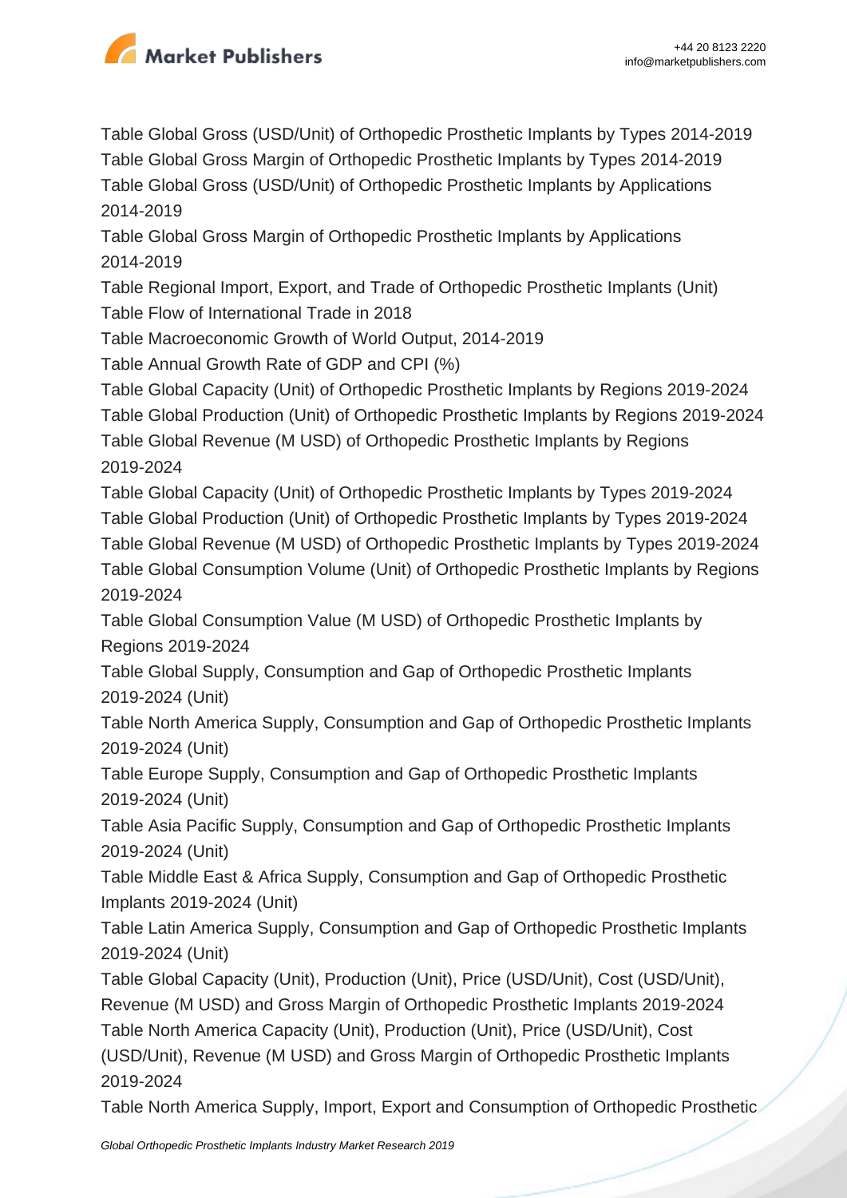Table Global Gross (USD/Unit) of Orthopedic Prosthetic Implants by Types 2014-2019
Table Global Gross Margin of Orthopedic Prosthetic Implants by Types 2014-2019
Table Global Gross (USD/Unit) of Orthopedic Prosthetic Implants by Applications 2014-2019
Table Global Gross Margin of Orthopedic Prosthetic Implants by Applications 2014-2019
Table Regional Import, Export, and Trade of Orthopedic Prosthetic Implants (Unit)
Table Flow of International Trade in 2018
Table Macroeconomic Growth of World Output, 2014-2019
Table Annual Growth Rate of GDP and CPI (%)
Table Global Capacity (Unit) of Orthopedic Prosthetic Implants by Regions 2019-2024
Table Global Production (Unit) of Orthopedic Prosthetic Implants by Regions 2019-2024
Table Global Revenue (M USD) of Orthopedic Prosthetic Implants by Regions 2019-2024
Table Global Capacity (Unit) of Orthopedic Prosthetic Implants by Types 2019-2024
Table Global Production (Unit) of Orthopedic Prosthetic Implants by Types 2019-2024
Table Global Revenue (M USD) of Orthopedic Prosthetic Implants by Types 2019-2024
Table Global Consumption Volume (Unit) of Orthopedic Prosthetic Implants by Regions 2019-2024
Table Global Consumption Value (M USD) of Orthopedic Prosthetic Implants by Regions 2019-2024
Table Global Supply, Consumption and Gap of Orthopedic Prosthetic Implants 2019-2024 (Unit)
Table North America Supply, Consumption and Gap of Orthopedic Prosthetic Implants 2019-2024 (Unit)
Table Europe Supply, Consumption and Gap of Orthopedic Prosthetic Implants 2019-2024 (Unit)
Table Asia Pacific Supply, Consumption and Gap of Orthopedic Prosthetic Implants 2019-2024 (Unit)
Table Middle East & Africa Supply, Consumption and Gap of Orthopedic Prosthetic Implants 2019-2024 (Unit)
Table Latin America Supply, Consumption and Gap of Orthopedic Prosthetic Implants 2019-2024 (Unit)
Table Global Capacity (Unit), Production (Unit), Price (USD/Unit), Cost (USD/Unit), Revenue (M USD) and Gross Margin of Orthopedic Prosthetic Implants 2019-2024
Table North America Capacity (Unit), Production (Unit), Price (USD/Unit), Cost (USD/Unit), Revenue (M USD) and Gross Margin of Orthopedic Prosthetic Implants 2019-2024
Table North America Supply, Import, Export and Consumption of Orthopedic Prosthetic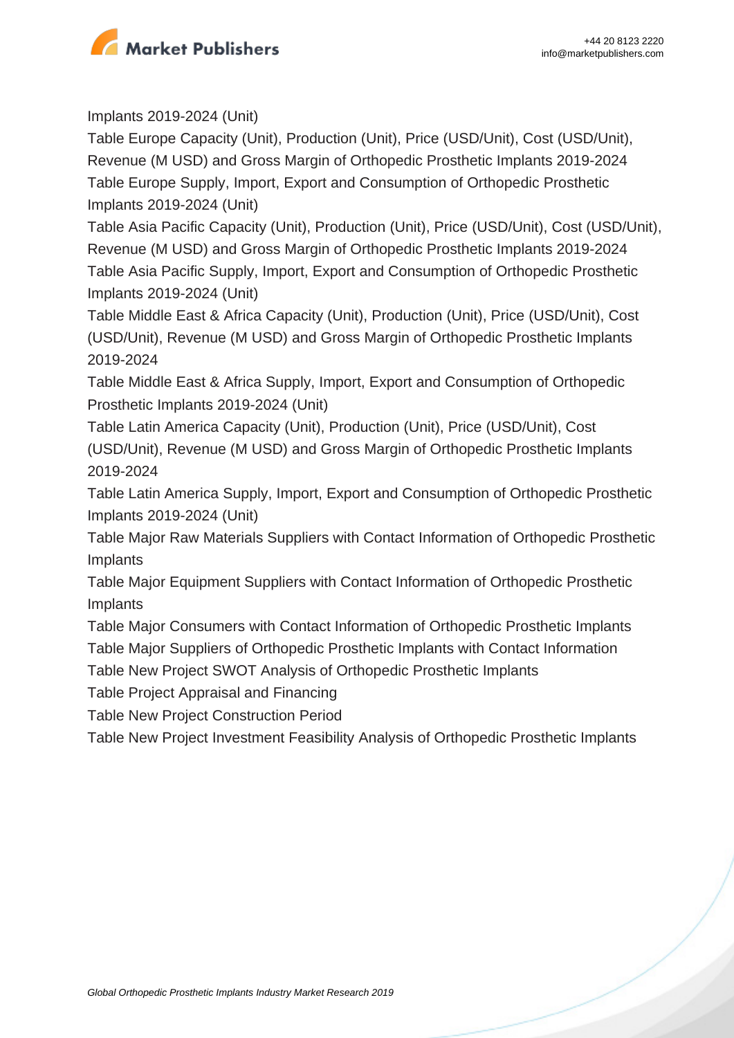Implants 2019-2024 (Unit)

Table Europe Capacity (Unit), Production (Unit), Price (USD/Unit), Cost (USD/Unit), Revenue (M USD) and Gross Margin of Orthopedic Prosthetic Implants 2019-2024

Table Europe Supply, Import, Export and Consumption of Orthopedic Prosthetic Implants 2019-2024 (Unit)

Table Asia Pacific Capacity (Unit), Production (Unit), Price (USD/Unit), Cost (USD/Unit), Revenue (M USD) and Gross Margin of Orthopedic Prosthetic Implants 2019-2024

Table Asia Pacific Supply, Import, Export and Consumption of Orthopedic Prosthetic Implants 2019-2024 (Unit)

Table Middle East & Africa Capacity (Unit), Production (Unit), Price (USD/Unit), Cost (USD/Unit), Revenue (M USD) and Gross Margin of Orthopedic Prosthetic Implants 2019-2024

Table Middle East & Africa Supply, Import, Export and Consumption of Orthopedic Prosthetic Implants 2019-2024 (Unit)

Table Latin America Capacity (Unit), Production (Unit), Price (USD/Unit), Cost (USD/Unit), Revenue (M USD) and Gross Margin of Orthopedic Prosthetic Implants 2019-2024

Table Latin America Supply, Import, Export and Consumption of Orthopedic Prosthetic Implants 2019-2024 (Unit)

Table Major Raw Materials Suppliers with Contact Information of Orthopedic Prosthetic Implants

Table Major Equipment Suppliers with Contact Information of Orthopedic Prosthetic Implants

Table Major Consumers with Contact Information of Orthopedic Prosthetic Implants

Table Major Suppliers of Orthopedic Prosthetic Implants with Contact Information

Table New Project SWOT Analysis of Orthopedic Prosthetic Implants

Table Project Appraisal and Financing

Table New Project Construction Period

Table New Project Investment Feasibility Analysis of Orthopedic Prosthetic Implants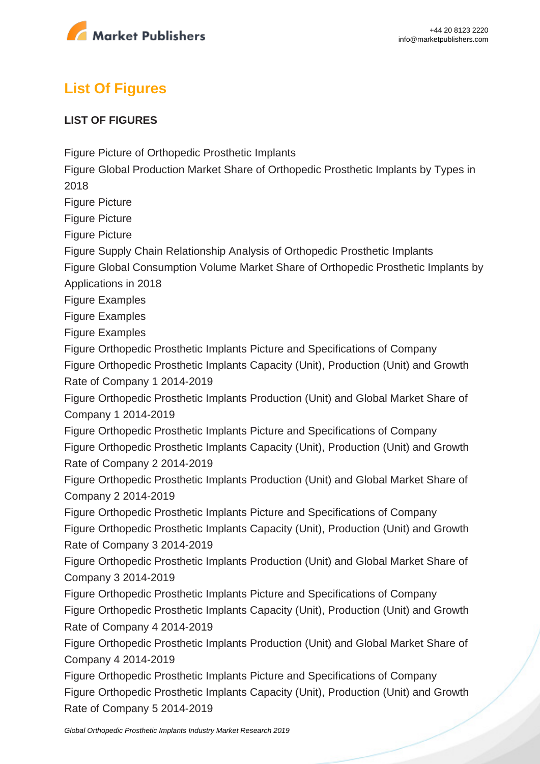## List Of Figures

**LIST OF FIGURES**

Figure Picture of Orthopedic Prosthetic Implants
Figure Global Production Market Share of Orthopedic Prosthetic Implants by Types in 2018
Figure Picture
Figure Picture
Figure Picture
Figure Supply Chain Relationship Analysis of Orthopedic Prosthetic Implants
Figure Global Consumption Volume Market Share of Orthopedic Prosthetic Implants by Applications in 2018
Figure Examples
Figure Examples
Figure Examples
Figure Orthopedic Prosthetic Implants Picture and Specifications of Company
Figure Orthopedic Prosthetic Implants Capacity (Unit), Production (Unit) and Growth Rate of Company 1 2014-2019
Figure Orthopedic Prosthetic Implants Production (Unit) and Global Market Share of Company 1 2014-2019
Figure Orthopedic Prosthetic Implants Picture and Specifications of Company
Figure Orthopedic Prosthetic Implants Capacity (Unit), Production (Unit) and Growth Rate of Company 2 2014-2019
Figure Orthopedic Prosthetic Implants Production (Unit) and Global Market Share of Company 2 2014-2019
Figure Orthopedic Prosthetic Implants Picture and Specifications of Company
Figure Orthopedic Prosthetic Implants Capacity (Unit), Production (Unit) and Growth Rate of Company 3 2014-2019
Figure Orthopedic Prosthetic Implants Production (Unit) and Global Market Share of Company 3 2014-2019
Figure Orthopedic Prosthetic Implants Picture and Specifications of Company
Figure Orthopedic Prosthetic Implants Capacity (Unit), Production (Unit) and Growth Rate of Company 4 2014-2019
Figure Orthopedic Prosthetic Implants Production (Unit) and Global Market Share of Company 4 2014-2019
Figure Orthopedic Prosthetic Implants Picture and Specifications of Company
Figure Orthopedic Prosthetic Implants Capacity (Unit), Production (Unit) and Growth Rate of Company 5 2014-2019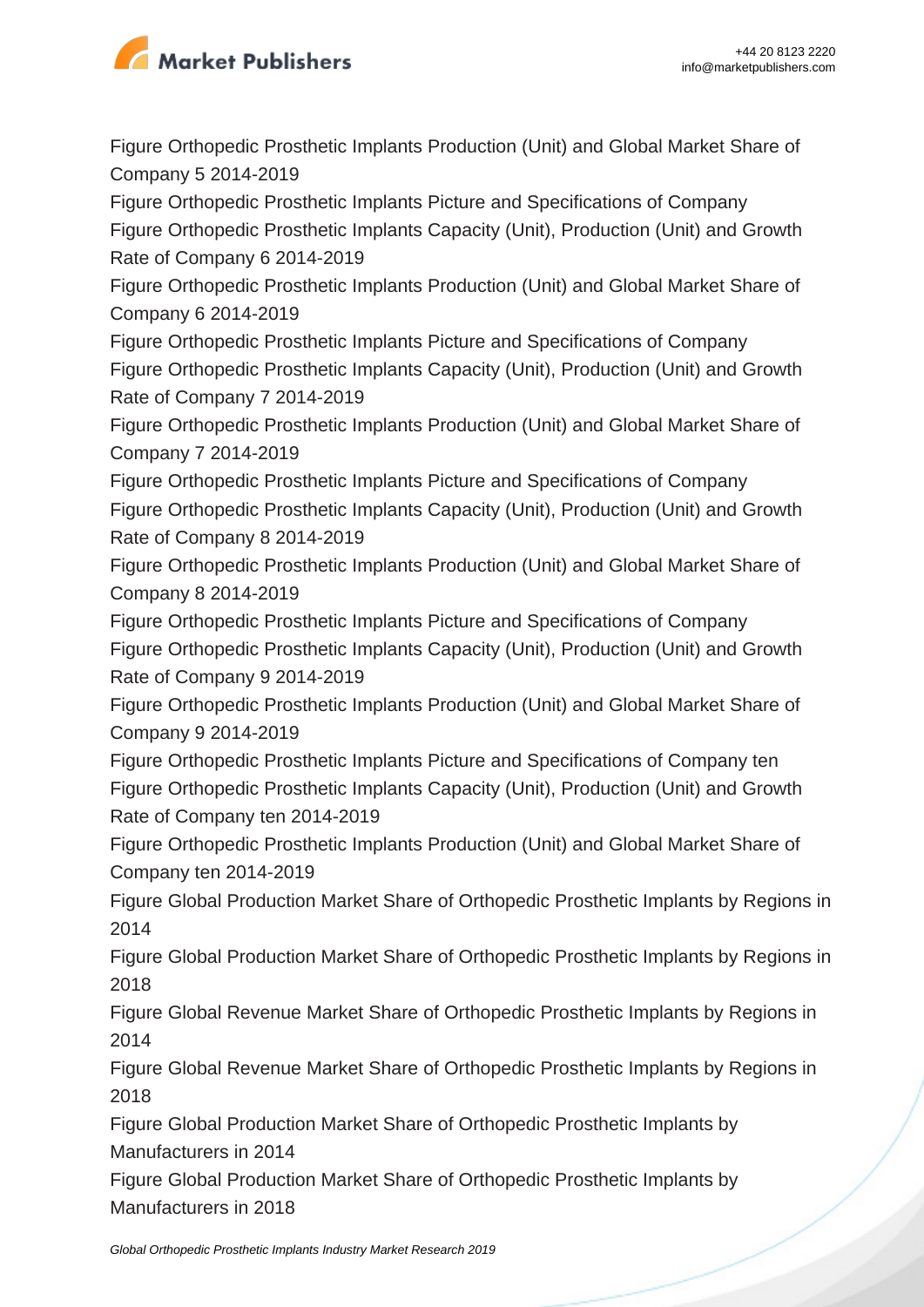Figure Orthopedic Prosthetic Implants Production (Unit) and Global Market Share of Company 5 2014-2019

Figure Orthopedic Prosthetic Implants Picture and Specifications of Company

Figure Orthopedic Prosthetic Implants Capacity (Unit), Production (Unit) and Growth Rate of Company 6 2014-2019

Figure Orthopedic Prosthetic Implants Production (Unit) and Global Market Share of Company 6 2014-2019

Figure Orthopedic Prosthetic Implants Picture and Specifications of Company

Figure Orthopedic Prosthetic Implants Capacity (Unit), Production (Unit) and Growth Rate of Company 7 2014-2019

Figure Orthopedic Prosthetic Implants Production (Unit) and Global Market Share of Company 7 2014-2019

Figure Orthopedic Prosthetic Implants Picture and Specifications of Company

Figure Orthopedic Prosthetic Implants Capacity (Unit), Production (Unit) and Growth Rate of Company 8 2014-2019

Figure Orthopedic Prosthetic Implants Production (Unit) and Global Market Share of Company 8 2014-2019

Figure Orthopedic Prosthetic Implants Picture and Specifications of Company

Figure Orthopedic Prosthetic Implants Capacity (Unit), Production (Unit) and Growth Rate of Company 9 2014-2019

Figure Orthopedic Prosthetic Implants Production (Unit) and Global Market Share of Company 9 2014-2019

Figure Orthopedic Prosthetic Implants Picture and Specifications of Company ten

Figure Orthopedic Prosthetic Implants Capacity (Unit), Production (Unit) and Growth Rate of Company ten 2014-2019

Figure Orthopedic Prosthetic Implants Production (Unit) and Global Market Share of Company ten 2014-2019

Figure Global Production Market Share of Orthopedic Prosthetic Implants by Regions in 2014

Figure Global Production Market Share of Orthopedic Prosthetic Implants by Regions in 2018

Figure Global Revenue Market Share of Orthopedic Prosthetic Implants by Regions in 2014

Figure Global Revenue Market Share of Orthopedic Prosthetic Implants by Regions in 2018

Figure Global Production Market Share of Orthopedic Prosthetic Implants by Manufacturers in 2014

Figure Global Production Market Share of Orthopedic Prosthetic Implants by Manufacturers in 2018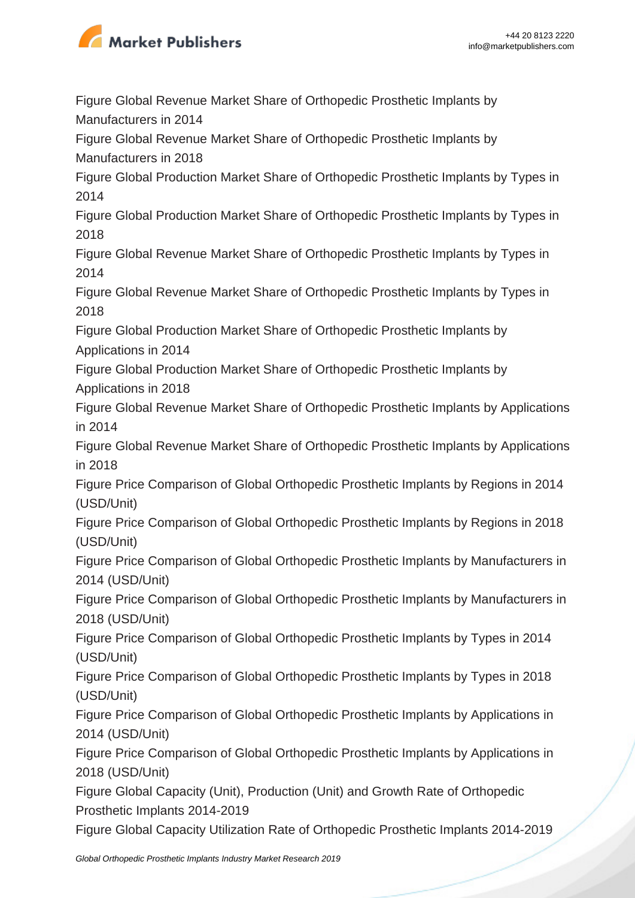Figure Global Revenue Market Share of Orthopedic Prosthetic Implants by Manufacturers in 2014

Figure Global Revenue Market Share of Orthopedic Prosthetic Implants by Manufacturers in 2018

Figure Global Production Market Share of Orthopedic Prosthetic Implants by Types in 2014

Figure Global Production Market Share of Orthopedic Prosthetic Implants by Types in 2018

Figure Global Revenue Market Share of Orthopedic Prosthetic Implants by Types in 2014

Figure Global Revenue Market Share of Orthopedic Prosthetic Implants by Types in 2018

Figure Global Production Market Share of Orthopedic Prosthetic Implants by Applications in 2014

Figure Global Production Market Share of Orthopedic Prosthetic Implants by Applications in 2018

Figure Global Revenue Market Share of Orthopedic Prosthetic Implants by Applications in 2014

Figure Global Revenue Market Share of Orthopedic Prosthetic Implants by Applications in 2018

Figure Price Comparison of Global Orthopedic Prosthetic Implants by Regions in 2014 (USD/Unit)

Figure Price Comparison of Global Orthopedic Prosthetic Implants by Regions in 2018 (USD/Unit)

Figure Price Comparison of Global Orthopedic Prosthetic Implants by Manufacturers in 2014 (USD/Unit)

Figure Price Comparison of Global Orthopedic Prosthetic Implants by Manufacturers in 2018 (USD/Unit)

Figure Price Comparison of Global Orthopedic Prosthetic Implants by Types in 2014 (USD/Unit)

Figure Price Comparison of Global Orthopedic Prosthetic Implants by Types in 2018 (USD/Unit)

Figure Price Comparison of Global Orthopedic Prosthetic Implants by Applications in 2014 (USD/Unit)

Figure Price Comparison of Global Orthopedic Prosthetic Implants by Applications in 2018 (USD/Unit)

Figure Global Capacity (Unit), Production (Unit) and Growth Rate of Orthopedic Prosthetic Implants 2014-2019

Figure Global Capacity Utilization Rate of Orthopedic Prosthetic Implants 2014-2019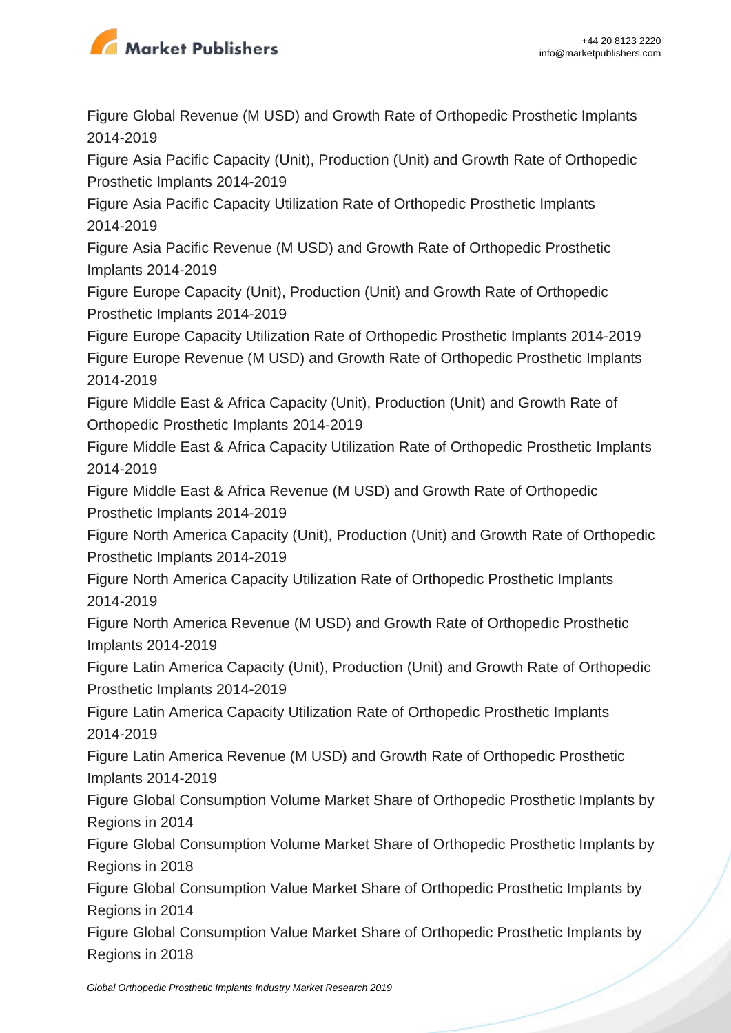Figure Global Revenue (M USD) and Growth Rate of Orthopedic Prosthetic Implants 2014-2019
Figure Asia Pacific Capacity (Unit), Production (Unit) and Growth Rate of Orthopedic Prosthetic Implants 2014-2019
Figure Asia Pacific Capacity Utilization Rate of Orthopedic Prosthetic Implants 2014-2019
Figure Asia Pacific Revenue (M USD) and Growth Rate of Orthopedic Prosthetic Implants 2014-2019
Figure Europe Capacity (Unit), Production (Unit) and Growth Rate of Orthopedic Prosthetic Implants 2014-2019
Figure Europe Capacity Utilization Rate of Orthopedic Prosthetic Implants 2014-2019
Figure Europe Revenue (M USD) and Growth Rate of Orthopedic Prosthetic Implants 2014-2019
Figure Middle East & Africa Capacity (Unit), Production (Unit) and Growth Rate of Orthopedic Prosthetic Implants 2014-2019
Figure Middle East & Africa Capacity Utilization Rate of Orthopedic Prosthetic Implants 2014-2019
Figure Middle East & Africa Revenue (M USD) and Growth Rate of Orthopedic Prosthetic Implants 2014-2019
Figure North America Capacity (Unit), Production (Unit) and Growth Rate of Orthopedic Prosthetic Implants 2014-2019
Figure North America Capacity Utilization Rate of Orthopedic Prosthetic Implants 2014-2019
Figure North America Revenue (M USD) and Growth Rate of Orthopedic Prosthetic Implants 2014-2019
Figure Latin America Capacity (Unit), Production (Unit) and Growth Rate of Orthopedic Prosthetic Implants 2014-2019
Figure Latin America Capacity Utilization Rate of Orthopedic Prosthetic Implants 2014-2019
Figure Latin America Revenue (M USD) and Growth Rate of Orthopedic Prosthetic Implants 2014-2019
Figure Global Consumption Volume Market Share of Orthopedic Prosthetic Implants by Regions in 2014
Figure Global Consumption Volume Market Share of Orthopedic Prosthetic Implants by Regions in 2018
Figure Global Consumption Value Market Share of Orthopedic Prosthetic Implants by Regions in 2014
Figure Global Consumption Value Market Share of Orthopedic Prosthetic Implants by Regions in 2018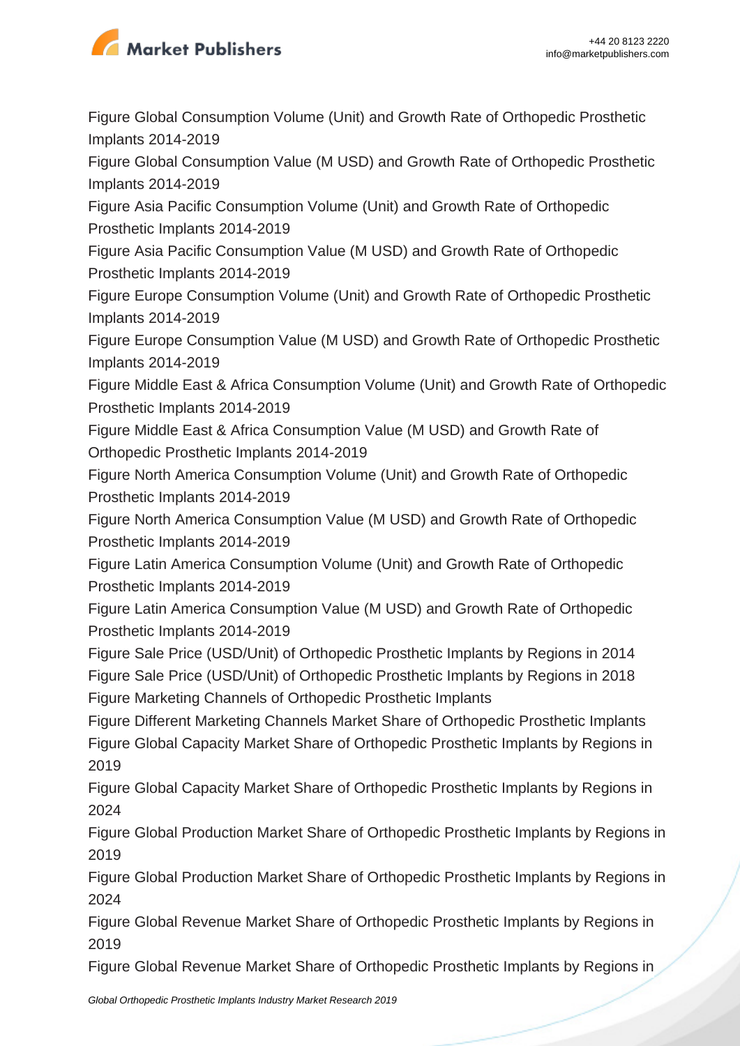Figure Global Consumption Volume (Unit) and Growth Rate of Orthopedic Prosthetic Implants 2014-2019
Figure Global Consumption Value (M USD) and Growth Rate of Orthopedic Prosthetic Implants 2014-2019
Figure Asia Pacific Consumption Volume (Unit) and Growth Rate of Orthopedic Prosthetic Implants 2014-2019
Figure Asia Pacific Consumption Value (M USD) and Growth Rate of Orthopedic Prosthetic Implants 2014-2019
Figure Europe Consumption Volume (Unit) and Growth Rate of Orthopedic Prosthetic Implants 2014-2019
Figure Europe Consumption Value (M USD) and Growth Rate of Orthopedic Prosthetic Implants 2014-2019
Figure Middle East & Africa Consumption Volume (Unit) and Growth Rate of Orthopedic Prosthetic Implants 2014-2019
Figure Middle East & Africa Consumption Value (M USD) and Growth Rate of Orthopedic Prosthetic Implants 2014-2019
Figure North America Consumption Volume (Unit) and Growth Rate of Orthopedic Prosthetic Implants 2014-2019
Figure North America Consumption Value (M USD) and Growth Rate of Orthopedic Prosthetic Implants 2014-2019
Figure Latin America Consumption Volume (Unit) and Growth Rate of Orthopedic Prosthetic Implants 2014-2019
Figure Latin America Consumption Value (M USD) and Growth Rate of Orthopedic Prosthetic Implants 2014-2019
Figure Sale Price (USD/Unit) of Orthopedic Prosthetic Implants by Regions in 2014
Figure Sale Price (USD/Unit) of Orthopedic Prosthetic Implants by Regions in 2018
Figure Marketing Channels of Orthopedic Prosthetic Implants
Figure Different Marketing Channels Market Share of Orthopedic Prosthetic Implants
Figure Global Capacity Market Share of Orthopedic Prosthetic Implants by Regions in 2019
Figure Global Capacity Market Share of Orthopedic Prosthetic Implants by Regions in 2024
Figure Global Production Market Share of Orthopedic Prosthetic Implants by Regions in 2019
Figure Global Production Market Share of Orthopedic Prosthetic Implants by Regions in 2024
Figure Global Revenue Market Share of Orthopedic Prosthetic Implants by Regions in 2019
Figure Global Revenue Market Share of Orthopedic Prosthetic Implants by Regions in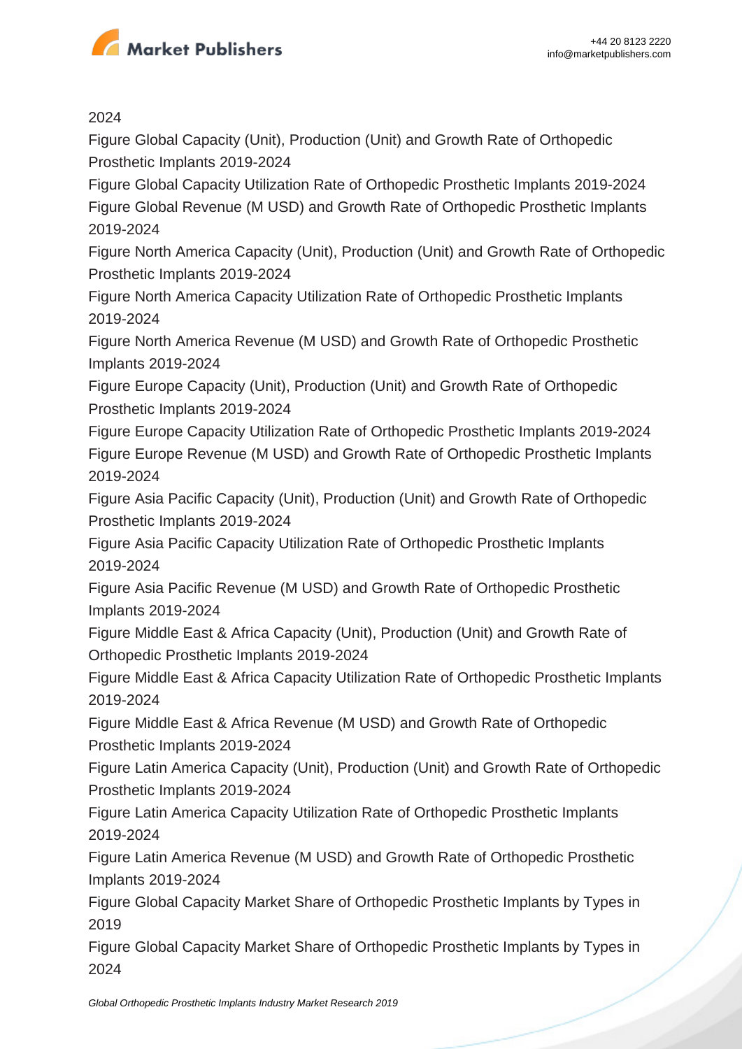2024

Figure Global Capacity (Unit), Production (Unit) and Growth Rate of Orthopedic Prosthetic Implants 2019-2024

Figure Global Capacity Utilization Rate of Orthopedic Prosthetic Implants 2019-2024

Figure Global Revenue (M USD) and Growth Rate of Orthopedic Prosthetic Implants 2019-2024

Figure North America Capacity (Unit), Production (Unit) and Growth Rate of Orthopedic Prosthetic Implants 2019-2024

Figure North America Capacity Utilization Rate of Orthopedic Prosthetic Implants 2019-2024

Figure North America Revenue (M USD) and Growth Rate of Orthopedic Prosthetic Implants 2019-2024

Figure Europe Capacity (Unit), Production (Unit) and Growth Rate of Orthopedic Prosthetic Implants 2019-2024

Figure Europe Capacity Utilization Rate of Orthopedic Prosthetic Implants 2019-2024

Figure Europe Revenue (M USD) and Growth Rate of Orthopedic Prosthetic Implants 2019-2024

Figure Asia Pacific Capacity (Unit), Production (Unit) and Growth Rate of Orthopedic Prosthetic Implants 2019-2024

Figure Asia Pacific Capacity Utilization Rate of Orthopedic Prosthetic Implants 2019-2024

Figure Asia Pacific Revenue (M USD) and Growth Rate of Orthopedic Prosthetic Implants 2019-2024

Figure Middle East & Africa Capacity (Unit), Production (Unit) and Growth Rate of Orthopedic Prosthetic Implants 2019-2024

Figure Middle East & Africa Capacity Utilization Rate of Orthopedic Prosthetic Implants 2019-2024

Figure Middle East & Africa Revenue (M USD) and Growth Rate of Orthopedic Prosthetic Implants 2019-2024

Figure Latin America Capacity (Unit), Production (Unit) and Growth Rate of Orthopedic Prosthetic Implants 2019-2024

Figure Latin America Capacity Utilization Rate of Orthopedic Prosthetic Implants 2019-2024

Figure Latin America Revenue (M USD) and Growth Rate of Orthopedic Prosthetic Implants 2019-2024

Figure Global Capacity Market Share of Orthopedic Prosthetic Implants by Types in 2019

Figure Global Capacity Market Share of Orthopedic Prosthetic Implants by Types in 2024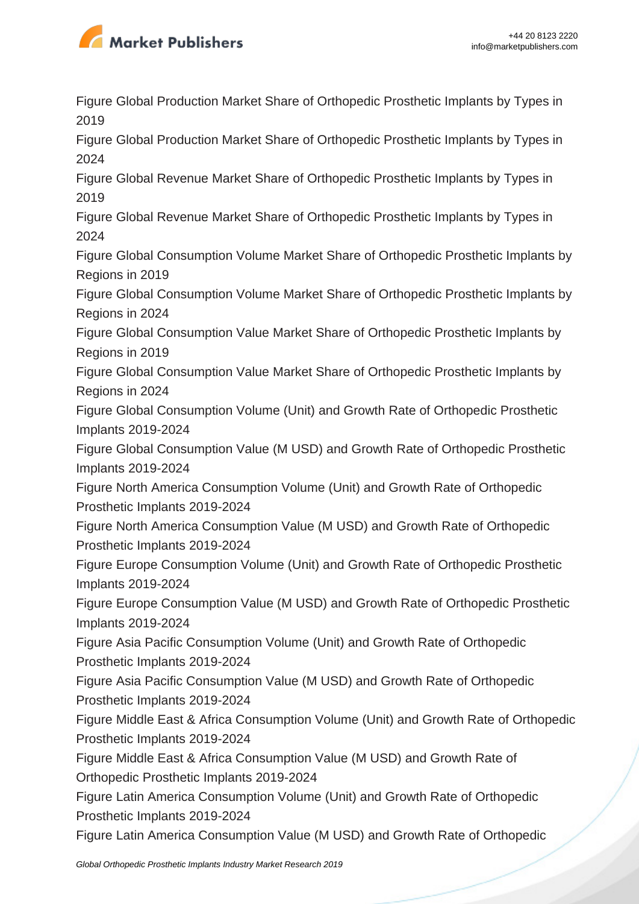Figure Global Production Market Share of Orthopedic Prosthetic Implants by Types in 2019
Figure Global Production Market Share of Orthopedic Prosthetic Implants by Types in 2024
Figure Global Revenue Market Share of Orthopedic Prosthetic Implants by Types in 2019
Figure Global Revenue Market Share of Orthopedic Prosthetic Implants by Types in 2024
Figure Global Consumption Volume Market Share of Orthopedic Prosthetic Implants by Regions in 2019
Figure Global Consumption Volume Market Share of Orthopedic Prosthetic Implants by Regions in 2024
Figure Global Consumption Value Market Share of Orthopedic Prosthetic Implants by Regions in 2019
Figure Global Consumption Value Market Share of Orthopedic Prosthetic Implants by Regions in 2024
Figure Global Consumption Volume (Unit) and Growth Rate of Orthopedic Prosthetic Implants 2019-2024
Figure Global Consumption Value (M USD) and Growth Rate of Orthopedic Prosthetic Implants 2019-2024
Figure North America Consumption Volume (Unit) and Growth Rate of Orthopedic Prosthetic Implants 2019-2024
Figure North America Consumption Value (M USD) and Growth Rate of Orthopedic Prosthetic Implants 2019-2024
Figure Europe Consumption Volume (Unit) and Growth Rate of Orthopedic Prosthetic Implants 2019-2024
Figure Europe Consumption Value (M USD) and Growth Rate of Orthopedic Prosthetic Implants 2019-2024
Figure Asia Pacific Consumption Volume (Unit) and Growth Rate of Orthopedic Prosthetic Implants 2019-2024
Figure Asia Pacific Consumption Value (M USD) and Growth Rate of Orthopedic Prosthetic Implants 2019-2024
Figure Middle East & Africa Consumption Volume (Unit) and Growth Rate of Orthopedic Prosthetic Implants 2019-2024
Figure Middle East & Africa Consumption Value (M USD) and Growth Rate of Orthopedic Prosthetic Implants 2019-2024
Figure Latin America Consumption Volume (Unit) and Growth Rate of Orthopedic Prosthetic Implants 2019-2024
Figure Latin America Consumption Value (M USD) and Growth Rate of Orthopedic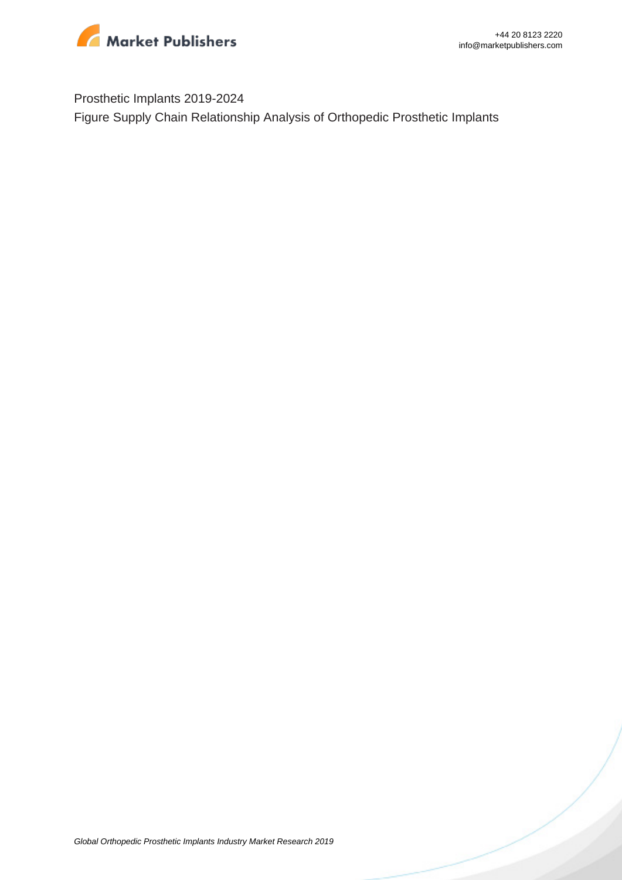Prosthetic Implants 2019-2024

Figure Supply Chain Relationship Analysis of Orthopedic Prosthetic Implants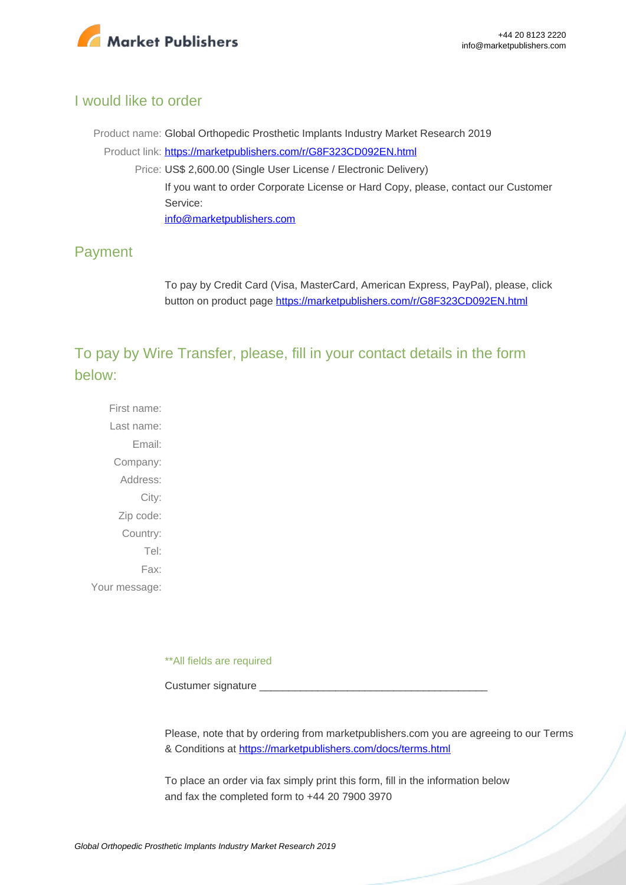## I would like to order

Product name: Global Orthopedic Prosthetic Implants Industry Market Research 2019

Product link: [https://marketpublishers.com/r/G8F323CD092EN.html](https://marketpublishers.com/r/G8F323CD092EN.html)

Price: US$ 2,600.00 (Single User License / Electronic Delivery)

If you want to order Corporate License or Hard Copy, please, contact our Customer Service:

[info@marketpublishers.com](mailto:info@marketpublishers.com)

## Payment

To pay by Credit Card (Visa, MasterCard, American Express, PayPal), please, click button on product page [https://marketpublishers.com/r/G8F323CD092EN.html](https://marketpublishers.com/r/G8F323CD092EN.html)

## To pay by Wire Transfer, please, fill in your contact details in the form below:

First name:

Last name:

Email:

Company:

Address:

City:

Zip code:

Country:

Tel:

Fax:

Your message:

**All fields are required

Custumer signature _______________________________________

Please, note that by ordering from marketpublishers.com you are agreeing to our Terms & Conditions at [https://marketpublishers.com/docs/terms.html](https://marketpublishers.com/docs/terms.html)

To place an order via fax simply print this form, fill in the information below and fax the completed form to +44 20 7900 3970